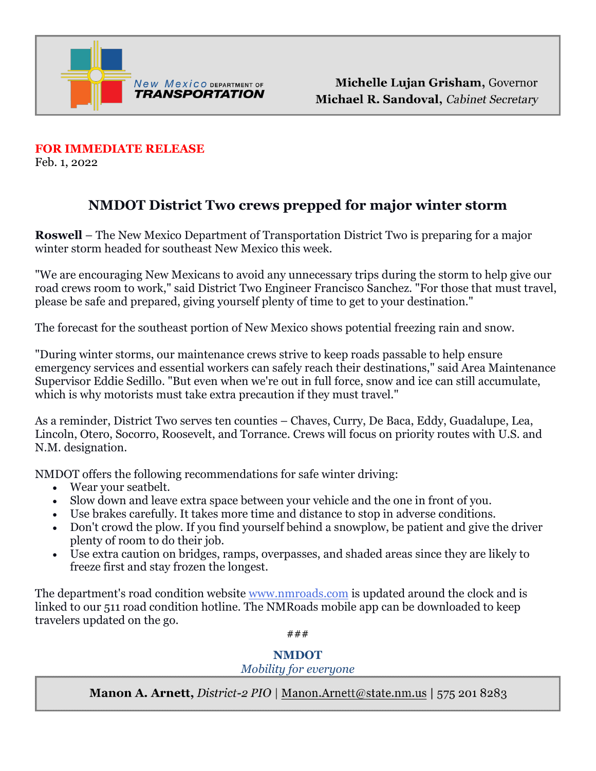New Mexico DEPARTMENT OF **TRANSPORTATION**

**Michelle Lujan Grisham,** Governor
**Michael R. Sandoval,** *Cabinet Secretary*

**FOR IMMEDIATE RELEASE**
Feb. 1, 2022

## NMDOT District Two crews prepped for major winter storm

**Roswell** – The New Mexico Department of Transportation District Two is preparing for a major winter storm headed for southeast New Mexico this week.

"We are encouraging New Mexicans to avoid any unnecessary trips during the storm to help give our road crews room to work," said District Two Engineer Francisco Sanchez. "For those that must travel, please be safe and prepared, giving yourself plenty of time to get to your destination."

The forecast for the southeast portion of New Mexico shows potential freezing rain and snow.

"During winter storms, our maintenance crews strive to keep roads passable to help ensure emergency services and essential workers can safely reach their destinations," said Area Maintenance Supervisor Eddie Sedillo. "But even when we're out in full force, snow and ice can still accumulate, which is why motorists must take extra precaution if they must travel."

As a reminder, District Two serves ten counties – Chaves, Curry, De Baca, Eddy, Guadalupe, Lea, Lincoln, Otero, Socorro, Roosevelt, and Torrance. Crews will focus on priority routes with U.S. and N.M. designation.

NMDOT offers the following recommendations for safe winter driving:

- Wear your seatbelt.
- Slow down and leave extra space between your vehicle and the one in front of you.
- Use brakes carefully. It takes more time and distance to stop in adverse conditions.
- Don't crowd the plow. If you find yourself behind a snowplow, be patient and give the driver plenty of room to do their job.
- Use extra caution on bridges, ramps, overpasses, and shaded areas since they are likely to freeze first and stay frozen the longest.

The department's road condition website www.nmroads.com is updated around the clock and is linked to our 511 road condition hotline. The NMRoads mobile app can be downloaded to keep travelers updated on the go.

###

**NMDOT**
*Mobility for everyone*

**Manon A. Arnett,** *District-2 PIO* | Manon.Arnett@state.nm.us | 575 201 8283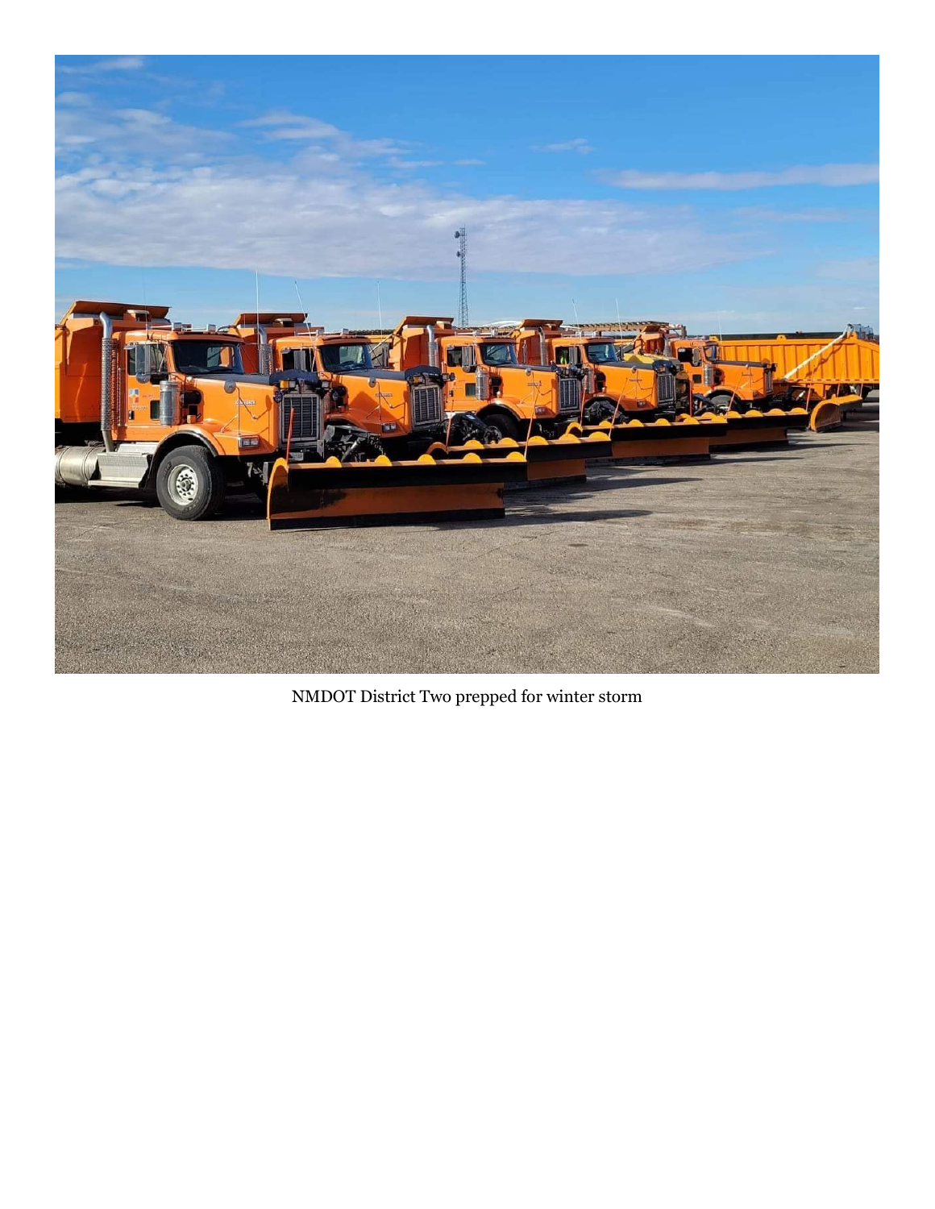NMDOT District Two prepped for winter storm